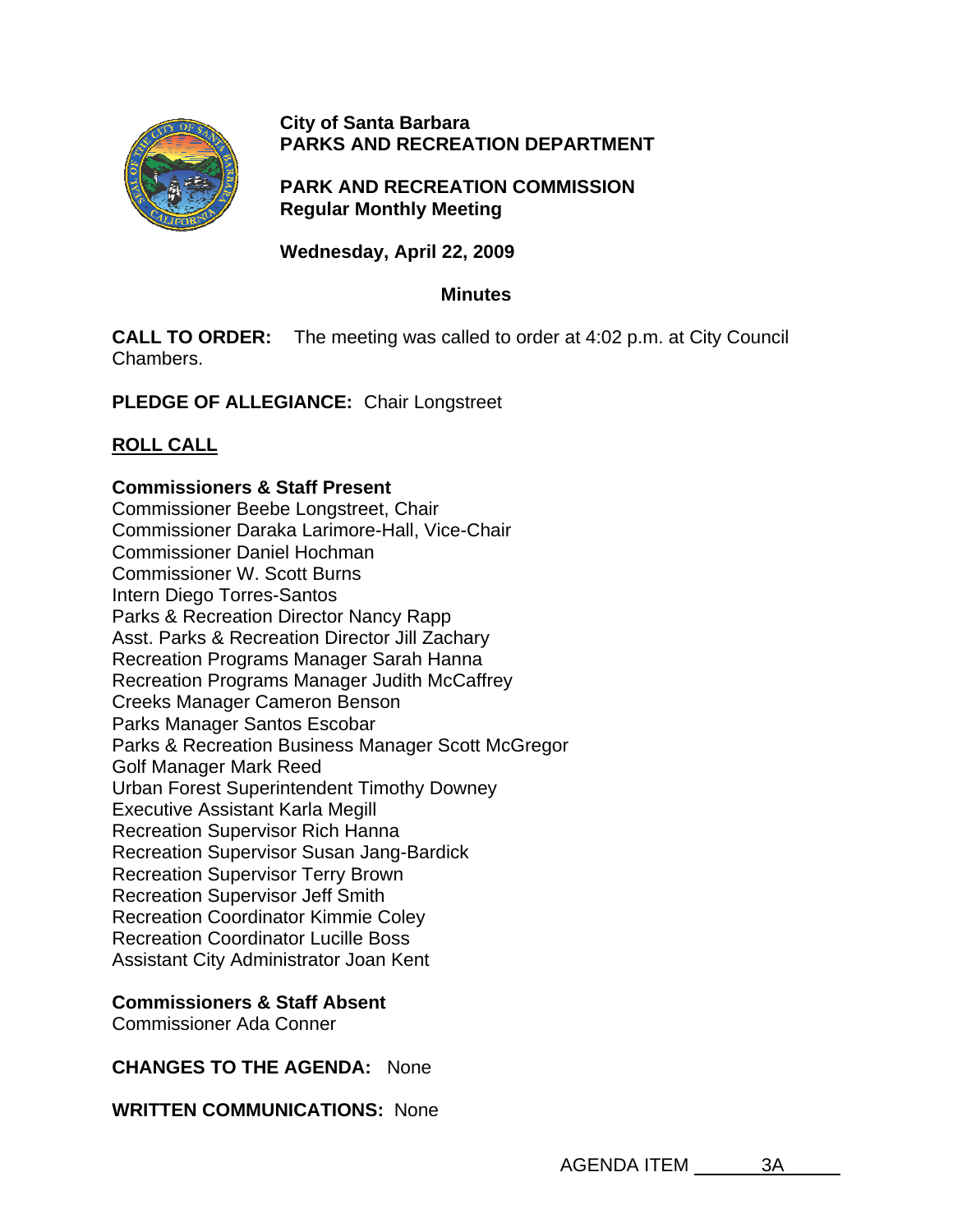**City of Santa Barbara**
**PARKS AND RECREATION DEPARTMENT**

**PARK AND RECREATION COMMISSION**
**Regular Monthly Meeting**

**Wednesday, April 22, 2009**

**Minutes**

**CALL TO ORDER:** The meeting was called to order at 4:02 p.m. at City Council Chambers.

**PLEDGE OF ALLEGIANCE:** Chair Longstreet

## ROLL CALL

**Commissioners & Staff Present**
Commissioner Beebe Longstreet, Chair
Commissioner Daraka Larimore-Hall, Vice-Chair
Commissioner Daniel Hochman
Commissioner W. Scott Burns
Intern Diego Torres-Santos
Parks & Recreation Director Nancy Rapp
Asst. Parks & Recreation Director Jill Zachary
Recreation Programs Manager Sarah Hanna
Recreation Programs Manager Judith McCaffrey
Creeks Manager Cameron Benson
Parks Manager Santos Escobar
Parks & Recreation Business Manager Scott McGregor
Golf Manager Mark Reed
Urban Forest Superintendent Timothy Downey
Executive Assistant Karla Megill
Recreation Supervisor Rich Hanna
Recreation Supervisor Susan Jang-Bardick
Recreation Supervisor Terry Brown
Recreation Supervisor Jeff Smith
Recreation Coordinator Kimmie Coley
Recreation Coordinator Lucille Boss
Assistant City Administrator Joan Kent

**Commissioners & Staff Absent**
Commissioner Ada Conner

**CHANGES TO THE AGENDA:** None

**WRITTEN COMMUNICATIONS:** None

AGENDA ITEM 3A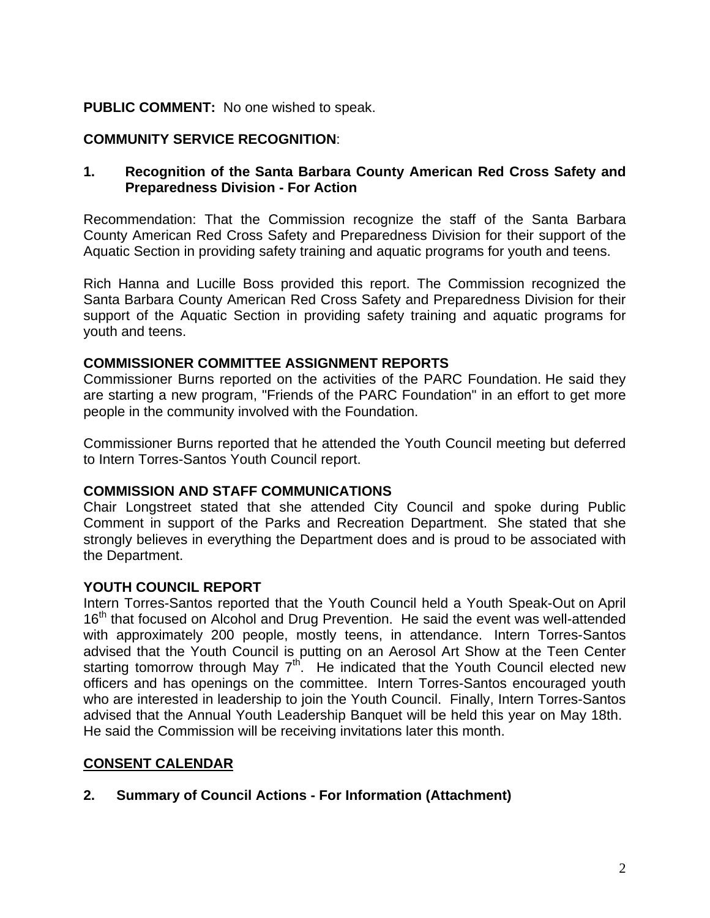**PUBLIC COMMENT:** No one wished to speak.

**COMMUNITY SERVICE RECOGNITION**:

**1. Recognition of the Santa Barbara County American Red Cross Safety and Preparedness Division - For Action**

Recommendation: That the Commission recognize the staff of the Santa Barbara County American Red Cross Safety and Preparedness Division for their support of the Aquatic Section in providing safety training and aquatic programs for youth and teens.

Rich Hanna and Lucille Boss provided this report. The Commission recognized the Santa Barbara County American Red Cross Safety and Preparedness Division for their support of the Aquatic Section in providing safety training and aquatic programs for youth and teens.

**COMMISSIONER COMMITTEE ASSIGNMENT REPORTS**

Commissioner Burns reported on the activities of the PARC Foundation. He said they are starting a new program, "Friends of the PARC Foundation" in an effort to get more people in the community involved with the Foundation.

Commissioner Burns reported that he attended the Youth Council meeting but deferred to Intern Torres-Santos Youth Council report.

**COMMISSION AND STAFF COMMUNICATIONS**

Chair Longstreet stated that she attended City Council and spoke during Public Comment in support of the Parks and Recreation Department. She stated that she strongly believes in everything the Department does and is proud to be associated with the Department.

**YOUTH COUNCIL REPORT**

Intern Torres-Santos reported that the Youth Council held a Youth Speak-Out on April 16th that focused on Alcohol and Drug Prevention. He said the event was well-attended with approximately 200 people, mostly teens, in attendance. Intern Torres-Santos advised that the Youth Council is putting on an Aerosol Art Show at the Teen Center starting tomorrow through May 7th. He indicated that the Youth Council elected new officers and has openings on the committee. Intern Torres-Santos encouraged youth who are interested in leadership to join the Youth Council. Finally, Intern Torres-Santos advised that the Annual Youth Leadership Banquet will be held this year on May 18th. He said the Commission will be receiving invitations later this month.

**CONSENT CALENDAR**

**2. Summary of Council Actions - For Information (Attachment)**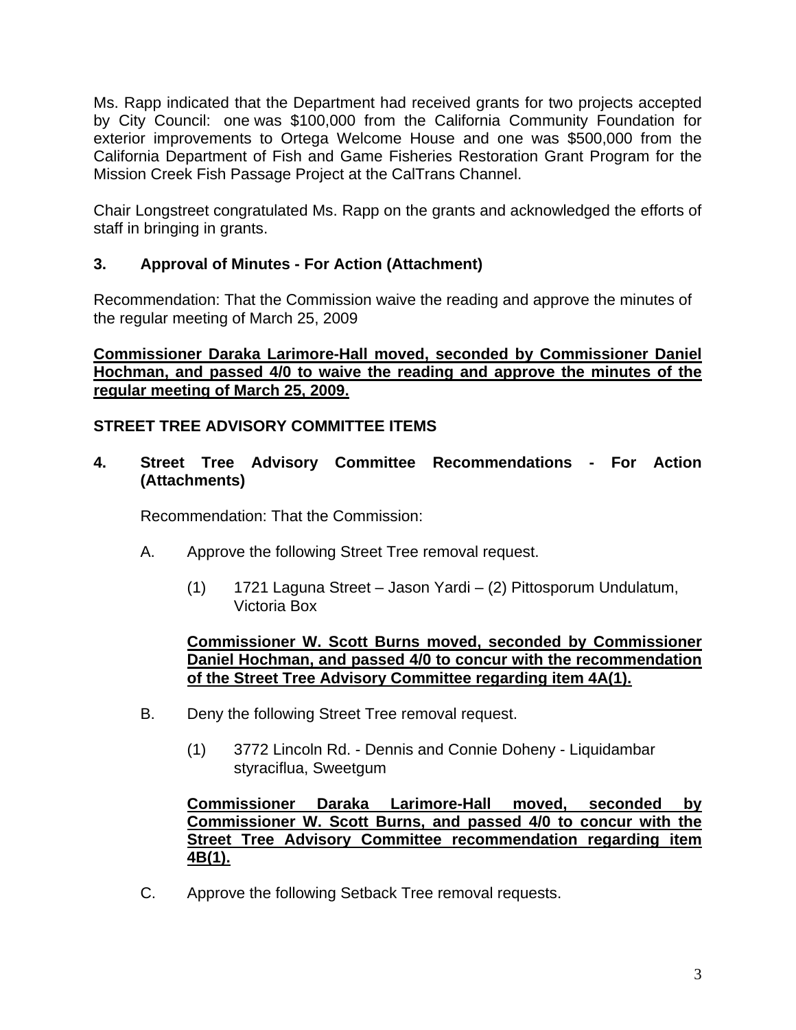Ms. Rapp indicated that the Department had received grants for two projects accepted by City Council: one was $100,000 from the California Community Foundation for exterior improvements to Ortega Welcome House and one was $500,000 from the California Department of Fish and Game Fisheries Restoration Grant Program for the Mission Creek Fish Passage Project at the CalTrans Channel.

Chair Longstreet congratulated Ms. Rapp on the grants and acknowledged the efforts of staff in bringing in grants.

**3. Approval of Minutes - For Action (Attachment)**

Recommendation: That the Commission waive the reading and approve the minutes of the regular meeting of March 25, 2009

**Commissioner Daraka Larimore-Hall moved, seconded by Commissioner Daniel Hochman, and passed 4/0 to waive the reading and approve the minutes of the regular meeting of March 25, 2009.**

**STREET TREE ADVISORY COMMITTEE ITEMS**

**4. Street Tree Advisory Committee Recommendations - For Action (Attachments)**

Recommendation: That the Commission:

A. Approve the following Street Tree removal request.

(1) 1721 Laguna Street – Jason Yardi – (2) Pittosporum Undulatum, Victoria Box

**Commissioner W. Scott Burns moved, seconded by Commissioner Daniel Hochman, and passed 4/0 to concur with the recommendation of the Street Tree Advisory Committee regarding item 4A(1).**

B. Deny the following Street Tree removal request.

(1) 3772 Lincoln Rd. - Dennis and Connie Doheny - Liquidambar styraciflua, Sweetgum

**Commissioner Daraka Larimore-Hall moved, seconded by Commissioner W. Scott Burns, and passed 4/0 to concur with the Street Tree Advisory Committee recommendation regarding item 4B(1).**

C. Approve the following Setback Tree removal requests.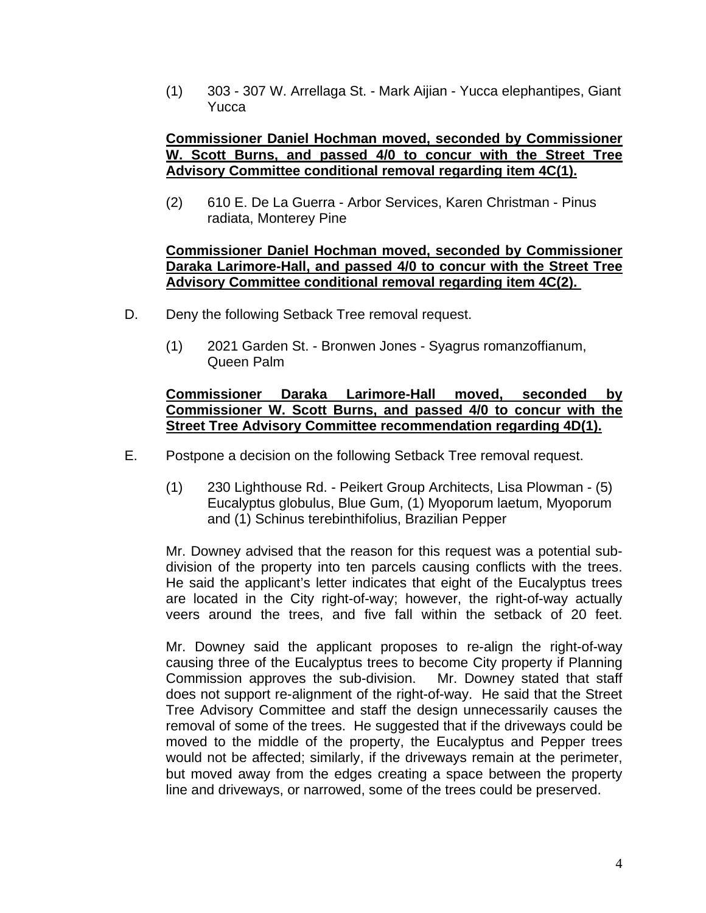(1) 303 - 307 W. Arrellaga St. - Mark Aijian - Yucca elephantipes, Giant Yucca

**Commissioner Daniel Hochman moved, seconded by Commissioner W. Scott Burns, and passed 4/0 to concur with the Street Tree Advisory Committee conditional removal regarding item 4C(1).**

(2) 610 E. De La Guerra - Arbor Services, Karen Christman - Pinus radiata, Monterey Pine

**Commissioner Daniel Hochman moved, seconded by Commissioner Daraka Larimore-Hall, and passed 4/0 to concur with the Street Tree Advisory Committee conditional removal regarding item 4C(2).**

D. Deny the following Setback Tree removal request.

(1) 2021 Garden St. - Bronwen Jones - Syagrus romanzoffianum, Queen Palm

**Commissioner Daraka Larimore-Hall moved, seconded by Commissioner W. Scott Burns, and passed 4/0 to concur with the Street Tree Advisory Committee recommendation regarding 4D(1).**

E. Postpone a decision on the following Setback Tree removal request.

(1) 230 Lighthouse Rd. - Peikert Group Architects, Lisa Plowman - (5) Eucalyptus globulus, Blue Gum, (1) Myoporum laetum, Myoporum and (1) Schinus terebinthifolius, Brazilian Pepper

Mr. Downey advised that the reason for this request was a potential sub-division of the property into ten parcels causing conflicts with the trees. He said the applicant's letter indicates that eight of the Eucalyptus trees are located in the City right-of-way; however, the right-of-way actually veers around the trees, and five fall within the setback of 20 feet.

Mr. Downey said the applicant proposes to re-align the right-of-way causing three of the Eucalyptus trees to become City property if Planning Commission approves the sub-division. Mr. Downey stated that staff does not support re-alignment of the right-of-way. He said that the Street Tree Advisory Committee and staff the design unnecessarily causes the removal of some of the trees. He suggested that if the driveways could be moved to the middle of the property, the Eucalyptus and Pepper trees would not be affected; similarly, if the driveways remain at the perimeter, but moved away from the edges creating a space between the property line and driveways, or narrowed, some of the trees could be preserved.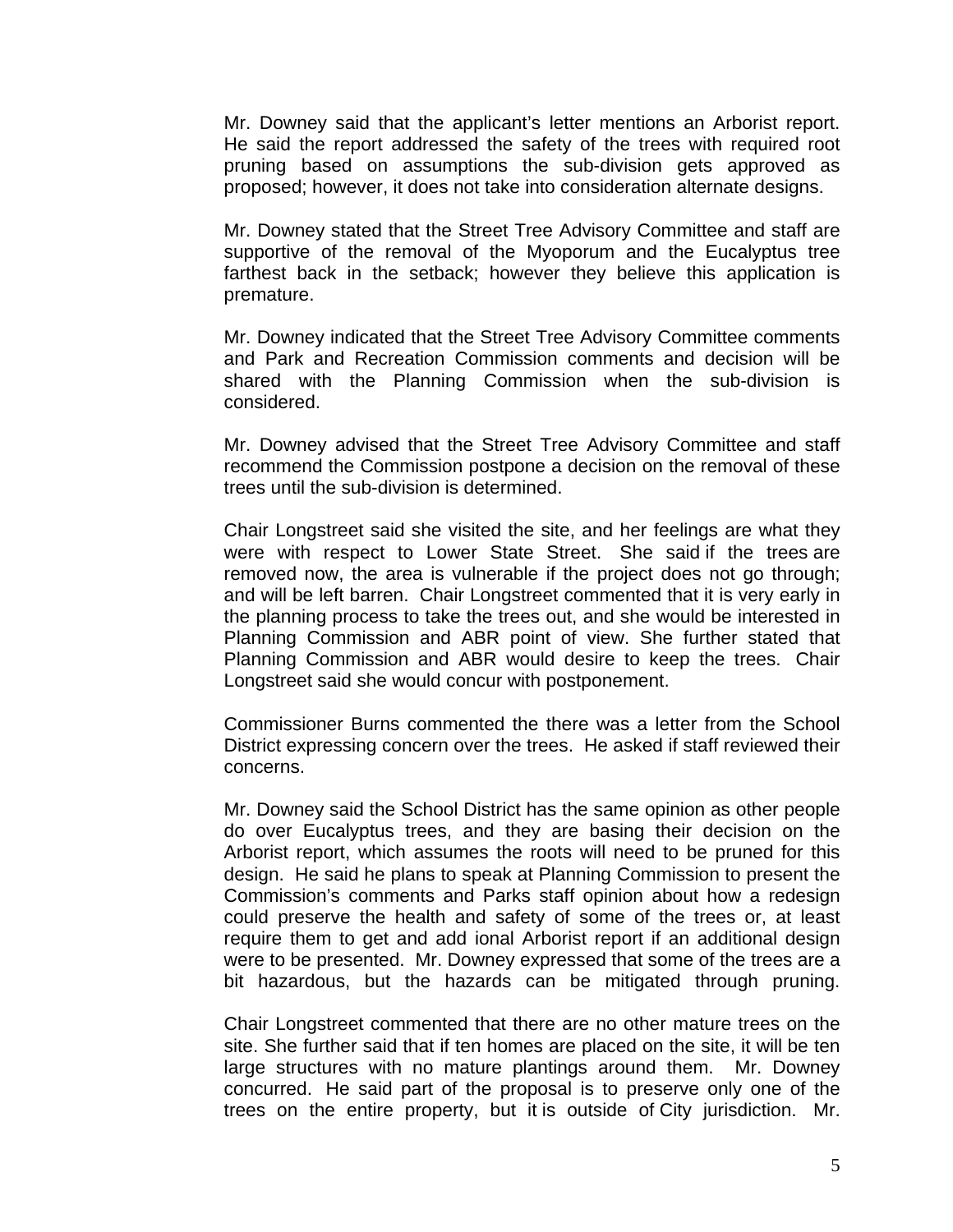Mr. Downey said that the applicant's letter mentions an Arborist report. He said the report addressed the safety of the trees with required root pruning based on assumptions the sub-division gets approved as proposed; however, it does not take into consideration alternate designs.

Mr. Downey stated that the Street Tree Advisory Committee and staff are supportive of the removal of the Myoporum and the Eucalyptus tree farthest back in the setback; however they believe this application is premature.

Mr. Downey indicated that the Street Tree Advisory Committee comments and Park and Recreation Commission comments and decision will be shared with the Planning Commission when the sub-division is considered.

Mr. Downey advised that the Street Tree Advisory Committee and staff recommend the Commission postpone a decision on the removal of these trees until the sub-division is determined.

Chair Longstreet said she visited the site, and her feelings are what they were with respect to Lower State Street. She said if the trees are removed now, the area is vulnerable if the project does not go through; and will be left barren. Chair Longstreet commented that it is very early in the planning process to take the trees out, and she would be interested in Planning Commission and ABR point of view. She further stated that Planning Commission and ABR would desire to keep the trees. Chair Longstreet said she would concur with postponement.

Commissioner Burns commented the there was a letter from the School District expressing concern over the trees. He asked if staff reviewed their concerns.

Mr. Downey said the School District has the same opinion as other people do over Eucalyptus trees, and they are basing their decision on the Arborist report, which assumes the roots will need to be pruned for this design. He said he plans to speak at Planning Commission to present the Commission's comments and Parks staff opinion about how a redesign could preserve the health and safety of some of the trees or, at least require them to get and add ional Arborist report if an additional design were to be presented. Mr. Downey expressed that some of the trees are a bit hazardous, but the hazards can be mitigated through pruning.

Chair Longstreet commented that there are no other mature trees on the site. She further said that if ten homes are placed on the site, it will be ten large structures with no mature plantings around them. Mr. Downey concurred. He said part of the proposal is to preserve only one of the trees on the entire property, but it is outside of City jurisdiction. Mr.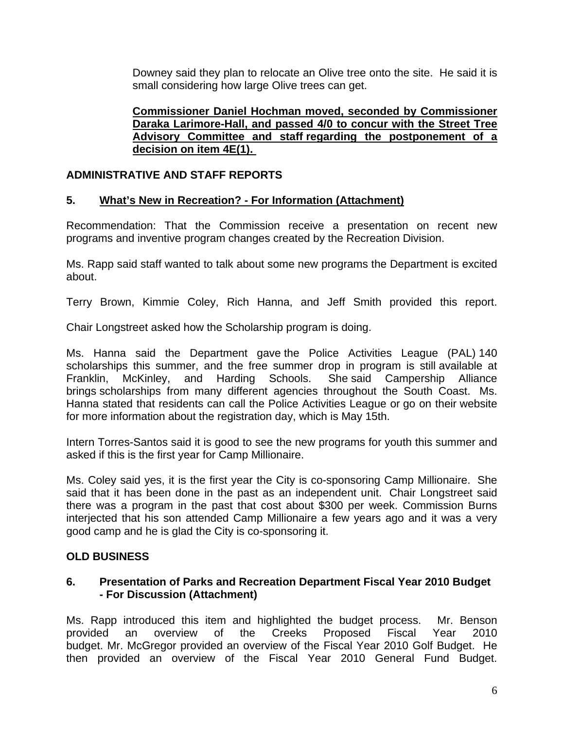Downey said they plan to relocate an Olive tree onto the site. He said it is small considering how large Olive trees can get.

**Commissioner Daniel Hochman moved, seconded by Commissioner Daraka Larimore-Hall, and passed 4/0 to concur with the Street Tree Advisory Committee and staff regarding the postponement of a decision on item 4E(1).**

## ADMINISTRATIVE AND STAFF REPORTS

### 5. What's New in Recreation? - For Information (Attachment)

Recommendation: That the Commission receive a presentation on recent new programs and inventive program changes created by the Recreation Division.

Ms. Rapp said staff wanted to talk about some new programs the Department is excited about.

Terry Brown, Kimmie Coley, Rich Hanna, and Jeff Smith provided this report.

Chair Longstreet asked how the Scholarship program is doing.

Ms. Hanna said the Department gave the Police Activities League (PAL) 140 scholarships this summer, and the free summer drop in program is still available at Franklin, McKinley, and Harding Schools. She said Campership Alliance brings scholarships from many different agencies throughout the South Coast. Ms. Hanna stated that residents can call the Police Activities League or go on their website for more information about the registration day, which is May 15th.

Intern Torres-Santos said it is good to see the new programs for youth this summer and asked if this is the first year for Camp Millionaire.

Ms. Coley said yes, it is the first year the City is co-sponsoring Camp Millionaire. She said that it has been done in the past as an independent unit. Chair Longstreet said there was a program in the past that cost about $300 per week. Commission Burns interjected that his son attended Camp Millionaire a few years ago and it was a very good camp and he is glad the City is co-sponsoring it.

## OLD BUSINESS

### 6. Presentation of Parks and Recreation Department Fiscal Year 2010 Budget - For Discussion (Attachment)

Ms. Rapp introduced this item and highlighted the budget process. Mr. Benson provided an overview of the Creeks Proposed Fiscal Year 2010 budget. Mr. McGregor provided an overview of the Fiscal Year 2010 Golf Budget. He then provided an overview of the Fiscal Year 2010 General Fund Budget.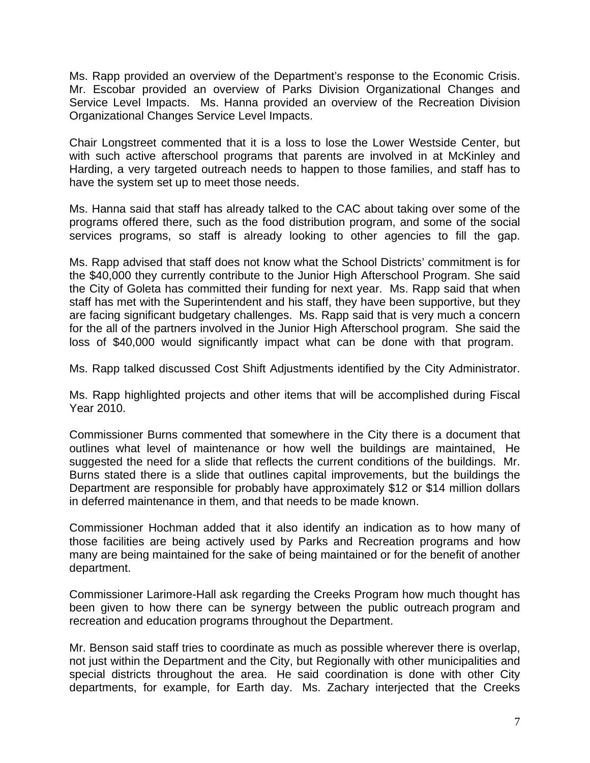Ms. Rapp provided an overview of the Department's response to the Economic Crisis. Mr. Escobar provided an overview of Parks Division Organizational Changes and Service Level Impacts. Ms. Hanna provided an overview of the Recreation Division Organizational Changes Service Level Impacts.

Chair Longstreet commented that it is a loss to lose the Lower Westside Center, but with such active afterschool programs that parents are involved in at McKinley and Harding, a very targeted outreach needs to happen to those families, and staff has to have the system set up to meet those needs.

Ms. Hanna said that staff has already talked to the CAC about taking over some of the programs offered there, such as the food distribution program, and some of the social services programs, so staff is already looking to other agencies to fill the gap.

Ms. Rapp advised that staff does not know what the School Districts' commitment is for the $40,000 they currently contribute to the Junior High Afterschool Program. She said the City of Goleta has committed their funding for next year. Ms. Rapp said that when staff has met with the Superintendent and his staff, they have been supportive, but they are facing significant budgetary challenges. Ms. Rapp said that is very much a concern for the all of the partners involved in the Junior High Afterschool program. She said the loss of $40,000 would significantly impact what can be done with that program.

Ms. Rapp talked discussed Cost Shift Adjustments identified by the City Administrator.

Ms. Rapp highlighted projects and other items that will be accomplished during Fiscal Year 2010.

Commissioner Burns commented that somewhere in the City there is a document that outlines what level of maintenance or how well the buildings are maintained, He suggested the need for a slide that reflects the current conditions of the buildings. Mr. Burns stated there is a slide that outlines capital improvements, but the buildings the Department are responsible for probably have approximately $12 or $14 million dollars in deferred maintenance in them, and that needs to be made known.

Commissioner Hochman added that it also identify an indication as to how many of those facilities are being actively used by Parks and Recreation programs and how many are being maintained for the sake of being maintained or for the benefit of another department.

Commissioner Larimore-Hall ask regarding the Creeks Program how much thought has been given to how there can be synergy between the public outreach program and recreation and education programs throughout the Department.

Mr. Benson said staff tries to coordinate as much as possible wherever there is overlap, not just within the Department and the City, but Regionally with other municipalities and special districts throughout the area. He said coordination is done with other City departments, for example, for Earth day. Ms. Zachary interjected that the Creeks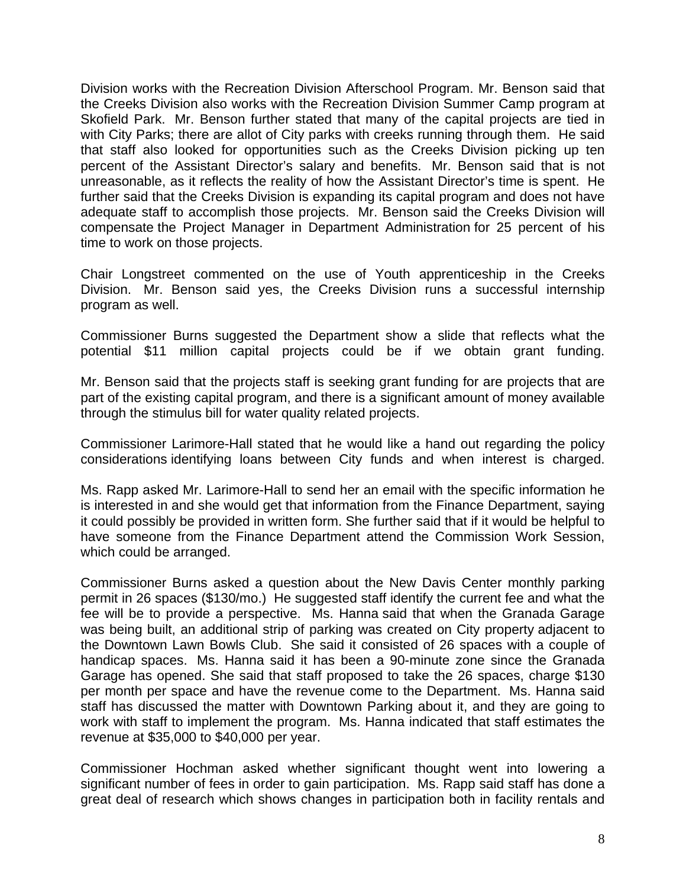Division works with the Recreation Division Afterschool Program. Mr. Benson said that the Creeks Division also works with the Recreation Division Summer Camp program at Skofield Park. Mr. Benson further stated that many of the capital projects are tied in with City Parks; there are allot of City parks with creeks running through them. He said that staff also looked for opportunities such as the Creeks Division picking up ten percent of the Assistant Director's salary and benefits. Mr. Benson said that is not unreasonable, as it reflects the reality of how the Assistant Director's time is spent. He further said that the Creeks Division is expanding its capital program and does not have adequate staff to accomplish those projects. Mr. Benson said the Creeks Division will compensate the Project Manager in Department Administration for 25 percent of his time to work on those projects.

Chair Longstreet commented on the use of Youth apprenticeship in the Creeks Division. Mr. Benson said yes, the Creeks Division runs a successful internship program as well.

Commissioner Burns suggested the Department show a slide that reflects what the potential $11 million capital projects could be if we obtain grant funding.

Mr. Benson said that the projects staff is seeking grant funding for are projects that are part of the existing capital program, and there is a significant amount of money available through the stimulus bill for water quality related projects.

Commissioner Larimore-Hall stated that he would like a hand out regarding the policy considerations identifying loans between City funds and when interest is charged.

Ms. Rapp asked Mr. Larimore-Hall to send her an email with the specific information he is interested in and she would get that information from the Finance Department, saying it could possibly be provided in written form. She further said that if it would be helpful to have someone from the Finance Department attend the Commission Work Session, which could be arranged.

Commissioner Burns asked a question about the New Davis Center monthly parking permit in 26 spaces ($130/mo.) He suggested staff identify the current fee and what the fee will be to provide a perspective. Ms. Hanna said that when the Granada Garage was being built, an additional strip of parking was created on City property adjacent to the Downtown Lawn Bowls Club. She said it consisted of 26 spaces with a couple of handicap spaces. Ms. Hanna said it has been a 90-minute zone since the Granada Garage has opened. She said that staff proposed to take the 26 spaces, charge $130 per month per space and have the revenue come to the Department. Ms. Hanna said staff has discussed the matter with Downtown Parking about it, and they are going to work with staff to implement the program. Ms. Hanna indicated that staff estimates the revenue at $35,000 to $40,000 per year.

Commissioner Hochman asked whether significant thought went into lowering a significant number of fees in order to gain participation. Ms. Rapp said staff has done a great deal of research which shows changes in participation both in facility rentals and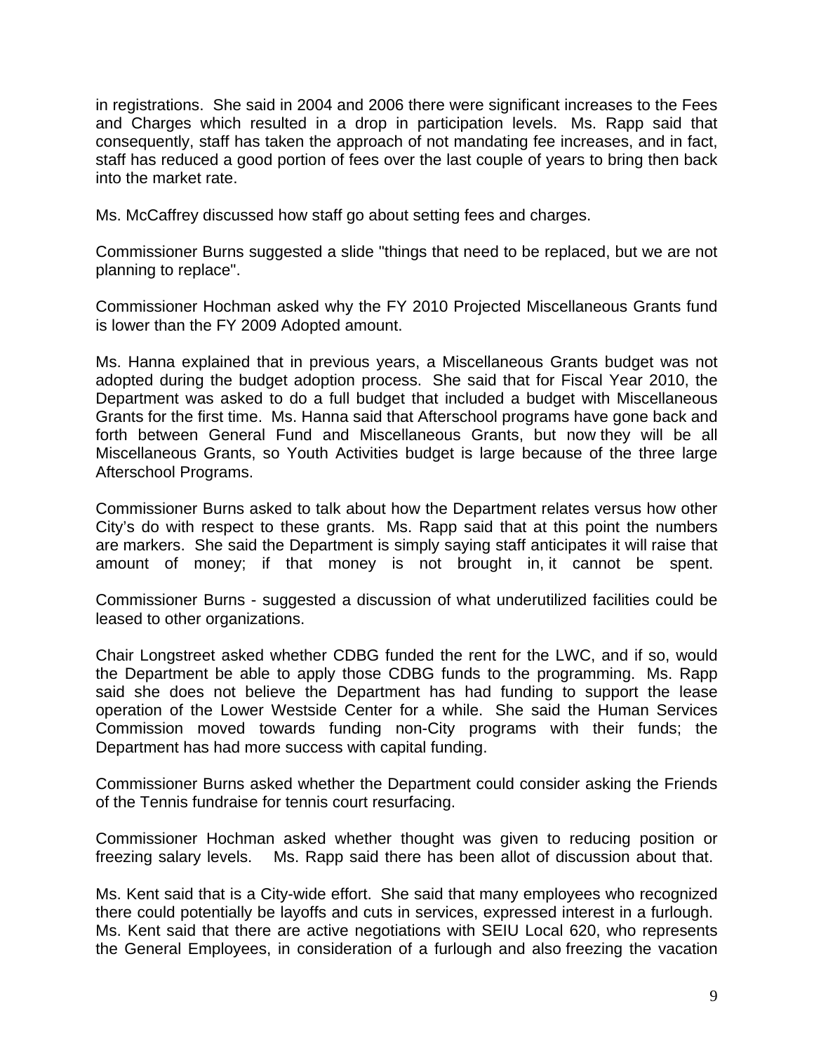in registrations. She said in 2004 and 2006 there were significant increases to the Fees and Charges which resulted in a drop in participation levels. Ms. Rapp said that consequently, staff has taken the approach of not mandating fee increases, and in fact, staff has reduced a good portion of fees over the last couple of years to bring then back into the market rate.

Ms. McCaffrey discussed how staff go about setting fees and charges.

Commissioner Burns suggested a slide "things that need to be replaced, but we are not planning to replace".

Commissioner Hochman asked why the FY 2010 Projected Miscellaneous Grants fund is lower than the FY 2009 Adopted amount.

Ms. Hanna explained that in previous years, a Miscellaneous Grants budget was not adopted during the budget adoption process. She said that for Fiscal Year 2010, the Department was asked to do a full budget that included a budget with Miscellaneous Grants for the first time. Ms. Hanna said that Afterschool programs have gone back and forth between General Fund and Miscellaneous Grants, but now they will be all Miscellaneous Grants, so Youth Activities budget is large because of the three large Afterschool Programs.

Commissioner Burns asked to talk about how the Department relates versus how other City's do with respect to these grants. Ms. Rapp said that at this point the numbers are markers. She said the Department is simply saying staff anticipates it will raise that amount of money; if that money is not brought in, it cannot be spent.

Commissioner Burns - suggested a discussion of what underutilized facilities could be leased to other organizations.

Chair Longstreet asked whether CDBG funded the rent for the LWC, and if so, would the Department be able to apply those CDBG funds to the programming. Ms. Rapp said she does not believe the Department has had funding to support the lease operation of the Lower Westside Center for a while. She said the Human Services Commission moved towards funding non-City programs with their funds; the Department has had more success with capital funding.

Commissioner Burns asked whether the Department could consider asking the Friends of the Tennis fundraise for tennis court resurfacing.

Commissioner Hochman asked whether thought was given to reducing position or freezing salary levels. Ms. Rapp said there has been allot of discussion about that.

Ms. Kent said that is a City-wide effort. She said that many employees who recognized there could potentially be layoffs and cuts in services, expressed interest in a furlough. Ms. Kent said that there are active negotiations with SEIU Local 620, who represents the General Employees, in consideration of a furlough and also freezing the vacation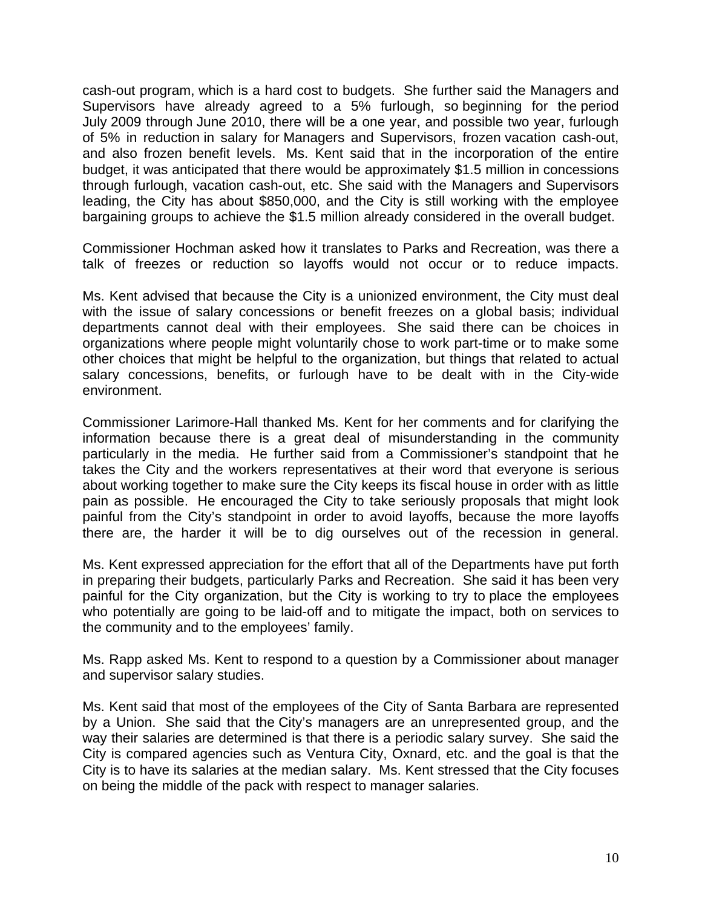cash-out program, which is a hard cost to budgets. She further said the Managers and Supervisors have already agreed to a 5% furlough, so beginning for the period July 2009 through June 2010, there will be a one year, and possible two year, furlough of 5% in reduction in salary for Managers and Supervisors, frozen vacation cash-out, and also frozen benefit levels. Ms. Kent said that in the incorporation of the entire budget, it was anticipated that there would be approximately $1.5 million in concessions through furlough, vacation cash-out, etc. She said with the Managers and Supervisors leading, the City has about $850,000, and the City is still working with the employee bargaining groups to achieve the $1.5 million already considered in the overall budget.

Commissioner Hochman asked how it translates to Parks and Recreation, was there a talk of freezes or reduction so layoffs would not occur or to reduce impacts.

Ms. Kent advised that because the City is a unionized environment, the City must deal with the issue of salary concessions or benefit freezes on a global basis; individual departments cannot deal with their employees. She said there can be choices in organizations where people might voluntarily chose to work part-time or to make some other choices that might be helpful to the organization, but things that related to actual salary concessions, benefits, or furlough have to be dealt with in the City-wide environment.

Commissioner Larimore-Hall thanked Ms. Kent for her comments and for clarifying the information because there is a great deal of misunderstanding in the community particularly in the media. He further said from a Commissioner's standpoint that he takes the City and the workers representatives at their word that everyone is serious about working together to make sure the City keeps its fiscal house in order with as little pain as possible. He encouraged the City to take seriously proposals that might look painful from the City's standpoint in order to avoid layoffs, because the more layoffs there are, the harder it will be to dig ourselves out of the recession in general.

Ms. Kent expressed appreciation for the effort that all of the Departments have put forth in preparing their budgets, particularly Parks and Recreation. She said it has been very painful for the City organization, but the City is working to try to place the employees who potentially are going to be laid-off and to mitigate the impact, both on services to the community and to the employees' family.

Ms. Rapp asked Ms. Kent to respond to a question by a Commissioner about manager and supervisor salary studies.

Ms. Kent said that most of the employees of the City of Santa Barbara are represented by a Union. She said that the City's managers are an unrepresented group, and the way their salaries are determined is that there is a periodic salary survey. She said the City is compared agencies such as Ventura City, Oxnard, etc. and the goal is that the City is to have its salaries at the median salary. Ms. Kent stressed that the City focuses on being the middle of the pack with respect to manager salaries.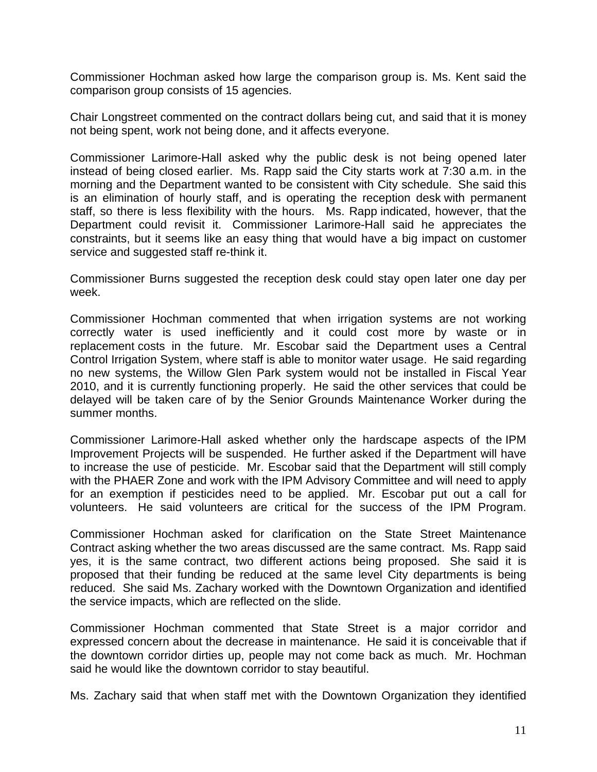Commissioner Hochman asked how large the comparison group is. Ms. Kent said the comparison group consists of 15 agencies.

Chair Longstreet commented on the contract dollars being cut, and said that it is money not being spent, work not being done, and it affects everyone.

Commissioner Larimore-Hall asked why the public desk is not being opened later instead of being closed earlier. Ms. Rapp said the City starts work at 7:30 a.m. in the morning and the Department wanted to be consistent with City schedule. She said this is an elimination of hourly staff, and is operating the reception desk with permanent staff, so there is less flexibility with the hours. Ms. Rapp indicated, however, that the Department could revisit it. Commissioner Larimore-Hall said he appreciates the constraints, but it seems like an easy thing that would have a big impact on customer service and suggested staff re-think it.

Commissioner Burns suggested the reception desk could stay open later one day per week.

Commissioner Hochman commented that when irrigation systems are not working correctly water is used inefficiently and it could cost more by waste or in replacement costs in the future. Mr. Escobar said the Department uses a Central Control Irrigation System, where staff is able to monitor water usage. He said regarding no new systems, the Willow Glen Park system would not be installed in Fiscal Year 2010, and it is currently functioning properly. He said the other services that could be delayed will be taken care of by the Senior Grounds Maintenance Worker during the summer months.

Commissioner Larimore-Hall asked whether only the hardscape aspects of the IPM Improvement Projects will be suspended. He further asked if the Department will have to increase the use of pesticide. Mr. Escobar said that the Department will still comply with the PHAER Zone and work with the IPM Advisory Committee and will need to apply for an exemption if pesticides need to be applied. Mr. Escobar put out a call for volunteers. He said volunteers are critical for the success of the IPM Program.

Commissioner Hochman asked for clarification on the State Street Maintenance Contract asking whether the two areas discussed are the same contract. Ms. Rapp said yes, it is the same contract, two different actions being proposed. She said it is proposed that their funding be reduced at the same level City departments is being reduced. She said Ms. Zachary worked with the Downtown Organization and identified the service impacts, which are reflected on the slide.

Commissioner Hochman commented that State Street is a major corridor and expressed concern about the decrease in maintenance. He said it is conceivable that if the downtown corridor dirties up, people may not come back as much. Mr. Hochman said he would like the downtown corridor to stay beautiful.

Ms. Zachary said that when staff met with the Downtown Organization they identified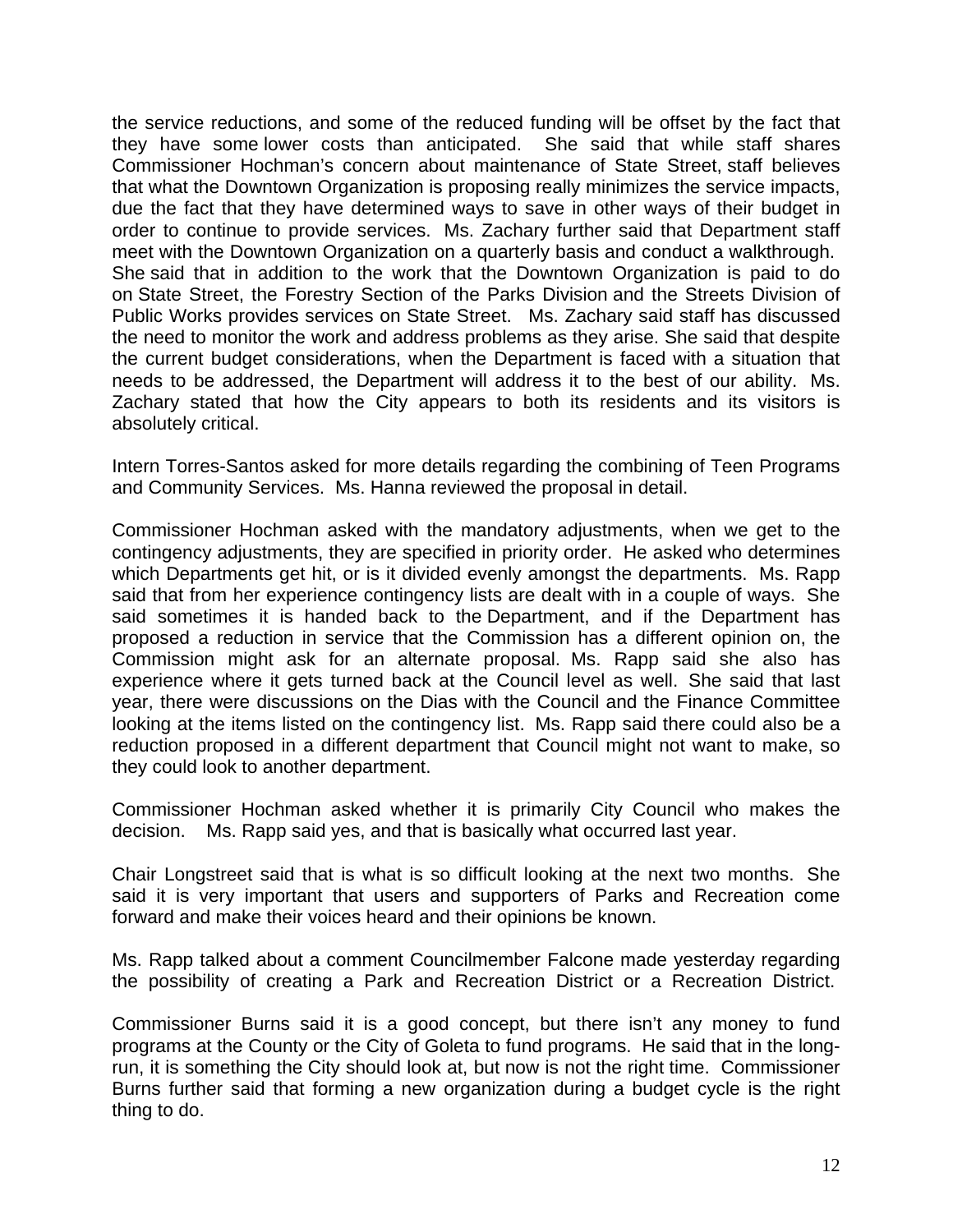the service reductions, and some of the reduced funding will be offset by the fact that they have some lower costs than anticipated. She said that while staff shares Commissioner Hochman's concern about maintenance of State Street, staff believes that what the Downtown Organization is proposing really minimizes the service impacts, due the fact that they have determined ways to save in other ways of their budget in order to continue to provide services. Ms. Zachary further said that Department staff meet with the Downtown Organization on a quarterly basis and conduct a walkthrough. She said that in addition to the work that the Downtown Organization is paid to do on State Street, the Forestry Section of the Parks Division and the Streets Division of Public Works provides services on State Street. Ms. Zachary said staff has discussed the need to monitor the work and address problems as they arise. She said that despite the current budget considerations, when the Department is faced with a situation that needs to be addressed, the Department will address it to the best of our ability. Ms. Zachary stated that how the City appears to both its residents and its visitors is absolutely critical.

Intern Torres-Santos asked for more details regarding the combining of Teen Programs and Community Services. Ms. Hanna reviewed the proposal in detail.

Commissioner Hochman asked with the mandatory adjustments, when we get to the contingency adjustments, they are specified in priority order. He asked who determines which Departments get hit, or is it divided evenly amongst the departments. Ms. Rapp said that from her experience contingency lists are dealt with in a couple of ways. She said sometimes it is handed back to the Department, and if the Department has proposed a reduction in service that the Commission has a different opinion on, the Commission might ask for an alternate proposal. Ms. Rapp said she also has experience where it gets turned back at the Council level as well. She said that last year, there were discussions on the Dias with the Council and the Finance Committee looking at the items listed on the contingency list. Ms. Rapp said there could also be a reduction proposed in a different department that Council might not want to make, so they could look to another department.

Commissioner Hochman asked whether it is primarily City Council who makes the decision. Ms. Rapp said yes, and that is basically what occurred last year.

Chair Longstreet said that is what is so difficult looking at the next two months. She said it is very important that users and supporters of Parks and Recreation come forward and make their voices heard and their opinions be known.

Ms. Rapp talked about a comment Councilmember Falcone made yesterday regarding the possibility of creating a Park and Recreation District or a Recreation District.

Commissioner Burns said it is a good concept, but there isn't any money to fund programs at the County or the City of Goleta to fund programs. He said that in the long-run, it is something the City should look at, but now is not the right time. Commissioner Burns further said that forming a new organization during a budget cycle is the right thing to do.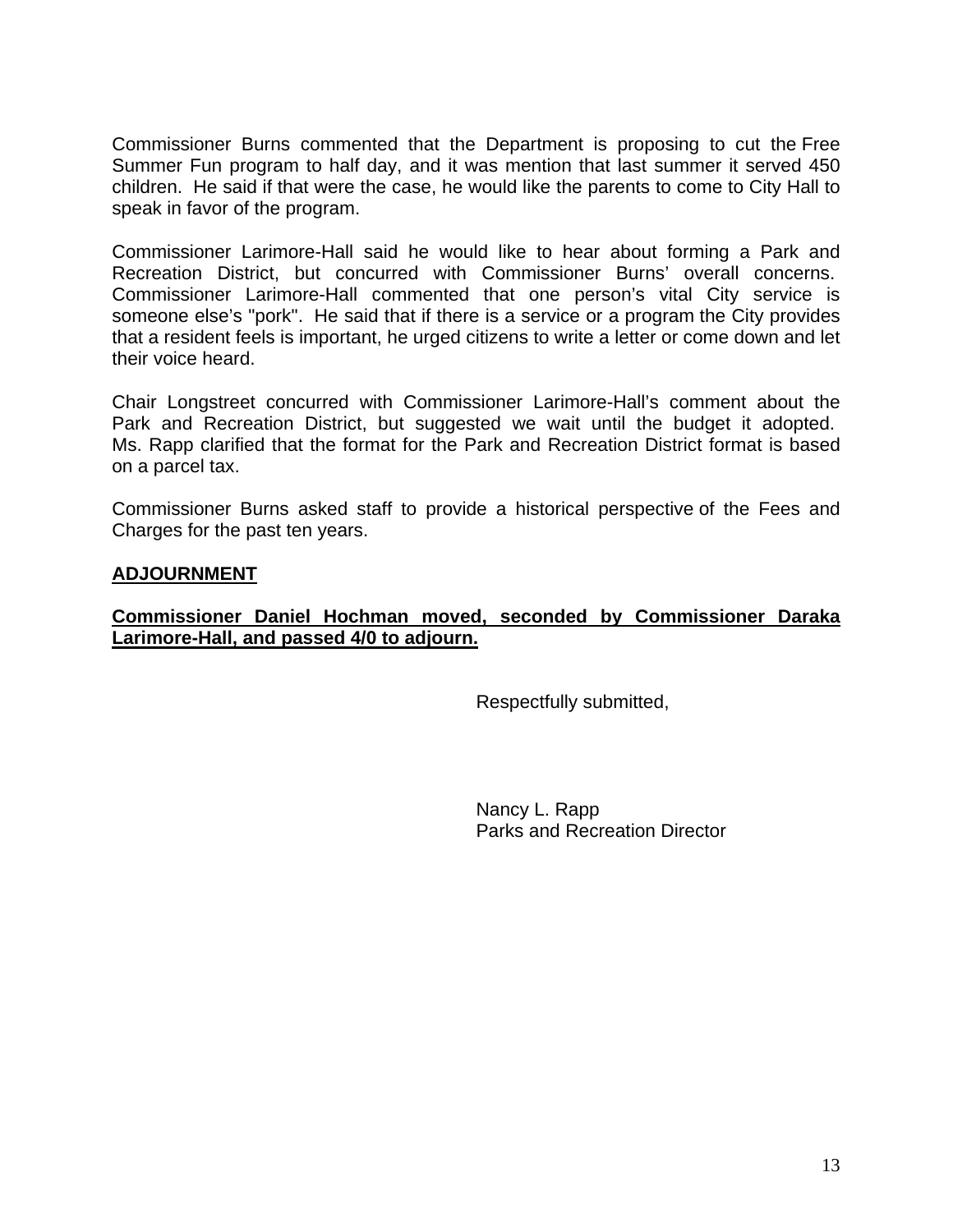Commissioner Burns commented that the Department is proposing to cut the Free Summer Fun program to half day, and it was mention that last summer it served 450 children. He said if that were the case, he would like the parents to come to City Hall to speak in favor of the program.

Commissioner Larimore-Hall said he would like to hear about forming a Park and Recreation District, but concurred with Commissioner Burns' overall concerns. Commissioner Larimore-Hall commented that one person's vital City service is someone else's "pork". He said that if there is a service or a program the City provides that a resident feels is important, he urged citizens to write a letter or come down and let their voice heard.

Chair Longstreet concurred with Commissioner Larimore-Hall's comment about the Park and Recreation District, but suggested we wait until the budget it adopted. Ms. Rapp clarified that the format for the Park and Recreation District format is based on a parcel tax.

Commissioner Burns asked staff to provide a historical perspective of the Fees and Charges for the past ten years.

**ADJOURNMENT**

**Commissioner Daniel Hochman moved, seconded by Commissioner Daraka Larimore-Hall, and passed 4/0 to adjourn.**

Respectfully submitted,

Nancy L. Rapp
Parks and Recreation Director